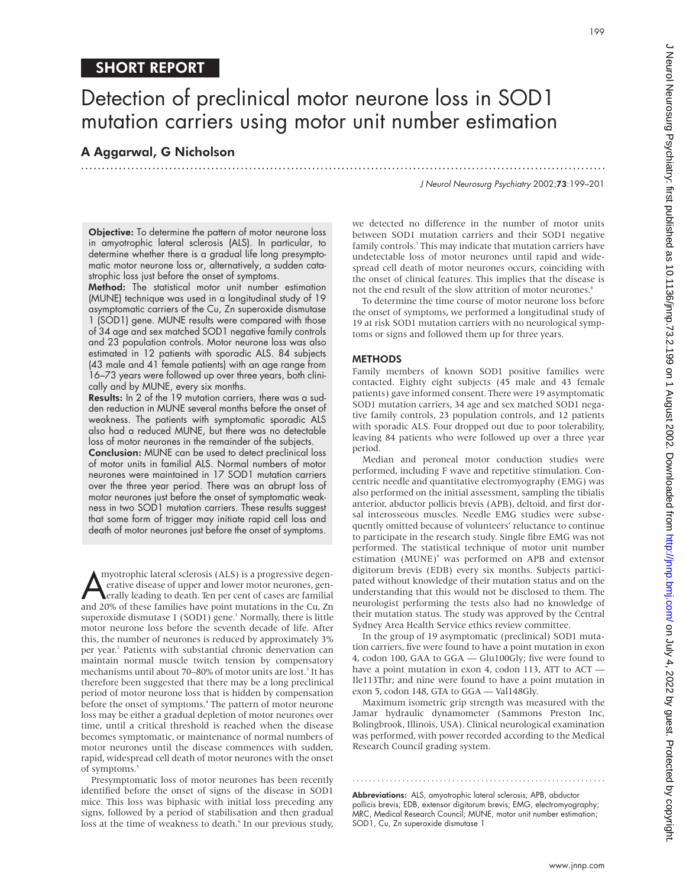SHORT REPORT

# Detection of preclinical motor neurone loss in SOD1 mutation carriers using motor unit number estimation

**A Aggarwal, G Nicholson**

**Objective:** To determine the pattern of motor neurone loss in amyotrophic lateral sclerosis (ALS). In particular, to determine whether there is a gradual life long presymptomatic motor neurone loss or, alternatively, a sudden catastrophic loss just before the onset of symptoms.

**Method:** The statistical motor unit number estimation (MUNE) technique was used in a longitudinal study of 19 asymptomatic carriers of the Cu, Zn superoxide dismutase 1 (SOD1) gene. MUNE results were compared with those of 34 age and sex matched SOD1 negative family controls and 23 population controls. Motor neurone loss was also estimated in 12 patients with sporadic ALS. 84 subjects (43 male and 41 female patients) with an age range from 16–73 years were followed up over three years, both clinically and by MUNE, every six months.

**Results:** In 2 of the 19 mutation carriers, there was a sudden reduction in MUNE several months before the onset of weakness. The patients with symptomatic sporadic ALS also had a reduced MUNE, but there was no detectable loss of motor neurones in the remainder of the subjects.

**Conclusion:** MUNE can be used to detect preclinical loss of motor units in familial ALS. Normal numbers of motor neurones were maintained in 17 SOD1 mutation carriers over the three year period. There was an abrupt loss of motor neurones just before the onset of symptomatic weakness in two SOD1 mutation carriers. These results suggest that some form of trigger may initiate rapid cell loss and death of motor neurones just before the onset of symptoms.

Amyotrophic lateral sclerosis (ALS) is a progressive degenerative disease of upper and lower motor neurones, generally leading to death. Ten per cent of cases are familial and 20% of these families have point mutations in the Cu, Zn superoxide dismutase 1 (SOD1) gene.[1] Normally, there is little motor neurone loss before the seventh decade of life. After this, the number of neurones is reduced by approximately 3% per year.[2] Patients with substantial chronic denervation can maintain normal muscle twitch tension by compensatory mechanisms until about 70–80% of motor units are lost.[3] It has therefore been suggested that there may be a long preclinical period of motor neurone loss that is hidden by compensation before the onset of symptoms.[4] The pattern of motor neurone loss may be either a gradual depletion of motor neurones over time, until a critical threshold is reached when the disease becomes symptomatic, or maintenance of normal numbers of motor neurones until the disease commences with sudden, rapid, widespread cell death of motor neurones with the onset of symptoms.[5]

Presymptomatic loss of motor neurones has been recently identified before the onset of signs of the disease in SOD1 mice. This loss was biphasic with initial loss preceding any signs, followed by a period of stabilisation and then gradual loss at the time of weakness to death.[6] In our previous study, we detected no difference in the number of motor units between SOD1 mutation carriers and their SOD1 negative family controls.[7] This may indicate that mutation carriers have undetectable loss of motor neurones until rapid and widespread cell death of motor neurones occurs, coinciding with the onset of clinical features. This implies that the disease is not the end result of the slow attrition of motor neurones.[8]

To determine the time course of motor neurone loss before the onset of symptoms, we performed a longitudinal study of 19 at risk SOD1 mutation carriers with no neurological symptoms or signs and followed them up for three years.

## METHODS

Family members of known SOD1 positive families were contacted. Eighty eight subjects (45 male and 43 female patients) gave informed consent. There were 19 asymptomatic SOD1 mutation carriers, 34 age and sex matched SOD1 negative family controls, 23 population controls, and 12 patients with sporadic ALS. Four dropped out due to poor tolerability, leaving 84 patients who were followed up over a three year period.

Median and peroneal motor conduction studies were performed, including F wave and repetitive stimulation. Concentric needle and quantitative electromyography (EMG) was also performed on the initial assessment, sampling the tibialis anterior, abductor pollicis brevis (APB), deltoid, and first dorsal interosseous muscles. Needle EMG studies were subsequently omitted because of volunteers' reluctance to continue to participate in the research study. Single fibre EMG was not performed. The statistical technique of motor unit number estimation (MUNE)[9] was performed on APB and extensor digitorum brevis (EDB) every six months. Subjects participated without knowledge of their mutation status and on the understanding that this would not be disclosed to them. The neurologist performing the tests also had no knowledge of their mutation status. The study was approved by the Central Sydney Area Health Service ethics review committee.

In the group of 19 asymptomatic (preclinical) SOD1 mutation carriers, five were found to have a point mutation in exon 4, codon 100, GAA to GGA — Glu100Gly; five were found to have a point mutation in exon 4, codon 113, ATT to ACT — Ile113Thr; and nine were found to have a point mutation in exon 5, codon 148, GTA to GGA — Val148Gly.

Maximum isometric grip strength was measured with the Jamar hydraulic dynamometer (Sammons Preston Inc, Bolingbrook, Illinois, USA). Clinical neurological examination was performed, with power recorded according to the Medical Research Council grading system.

**Abbreviations:** ALS, amyotrophic lateral sclerosis; APB, abductor pollicis brevis; EDB, extensor digitorum brevis; EMG, electromyography; MRC, Medical Research Council; MUNE, motor unit number estimation; SOD1, Cu, Zn superoxide dismutase 1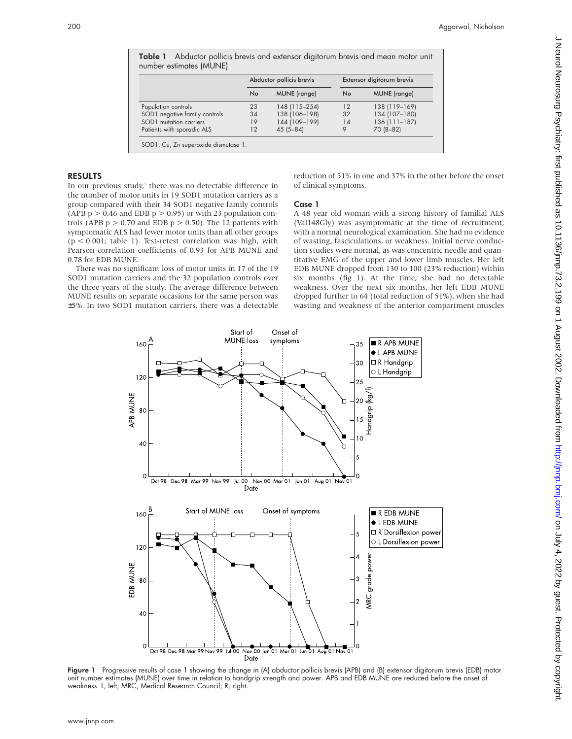**Table 1** Abductor pollicis brevis and extensor digitorum brevis and mean motor unit number estimates (MUNE)

| | Abductor pollicis brevis | | Extensor digitorum brevis | |
|---|---|---|---|---|
| | No | MUNE (range) | No | MUNE (range) |
| Population controls | 23 | 148 (115–254) | 12 | 138 (119–169) |
| SOD1 negative family controls | 34 | 138 (106–198) | 32 | 134 (107–180) |
| SOD1 mutation carriers | 19 | 144 (109–199) | 14 | 136 (111–187) |
| Patients with sporadic ALS | 12 | 45 (5–84) | 9 | 70 (8–82) |

SOD1, Cu, Zn superoxide dismutase 1.

## RESULTS

In our previous study,[7] there was no detectable difference in the number of motor units in 19 SOD1 mutation carriers as a group compared with their 34 SOD1 negative family controls (APB $p > 0.46$ and EDB $p > 0.95$) or with 23 population controls (APB $p > 0.70$ and EDB $p > 0.50$). The 12 patients with symptomatic ALS had fewer motor units than all other groups ($p < 0.001$; table 1). Test-retest correlation was high, with Pearson correlation coefficients of 0.93 for APB MUNE and 0.78 for EDB MUNE.

There was no significant loss of motor units in 17 of the 19 SOD1 mutation carriers and the 32 population controls over the three years of the study. The average difference between MUNE results on separate occasions for the same person was ±5%. In two SOD1 mutation carriers, there was a detectable reduction of 51% in one and 37% in the other before the onset of clinical symptoms.

### Case 1

A 48 year old woman with a strong history of familial ALS (Val148Gly) was asymptomatic at the time of recruitment, with a normal neurological examination. She had no evidence of wasting, fasciculations, or weakness. Initial nerve conduction studies were normal, as was concentric needle and quantitative EMG of the upper and lower limb muscles. Her left EDB MUNE dropped from 130 to 100 (23% reduction) within six months (fig 1). At the time, she had no detectable weakness. Over the next six months, her left EDB MUNE dropped further to 64 (total reduction of 51%), when she had wasting and weakness of the anterior compartment muscles

**Figure 1** Progressive results of case 1 showing the change in (A) abductor pollicis brevis (APB) and (B) extensor digitorum brevis (EDB) motor unit number estimates (MUNE) over time in relation to handgrip strength and power. APB and EDB MUNE are reduced before the onset of weakness. L, left; MRC, Medical Research Council; R, right.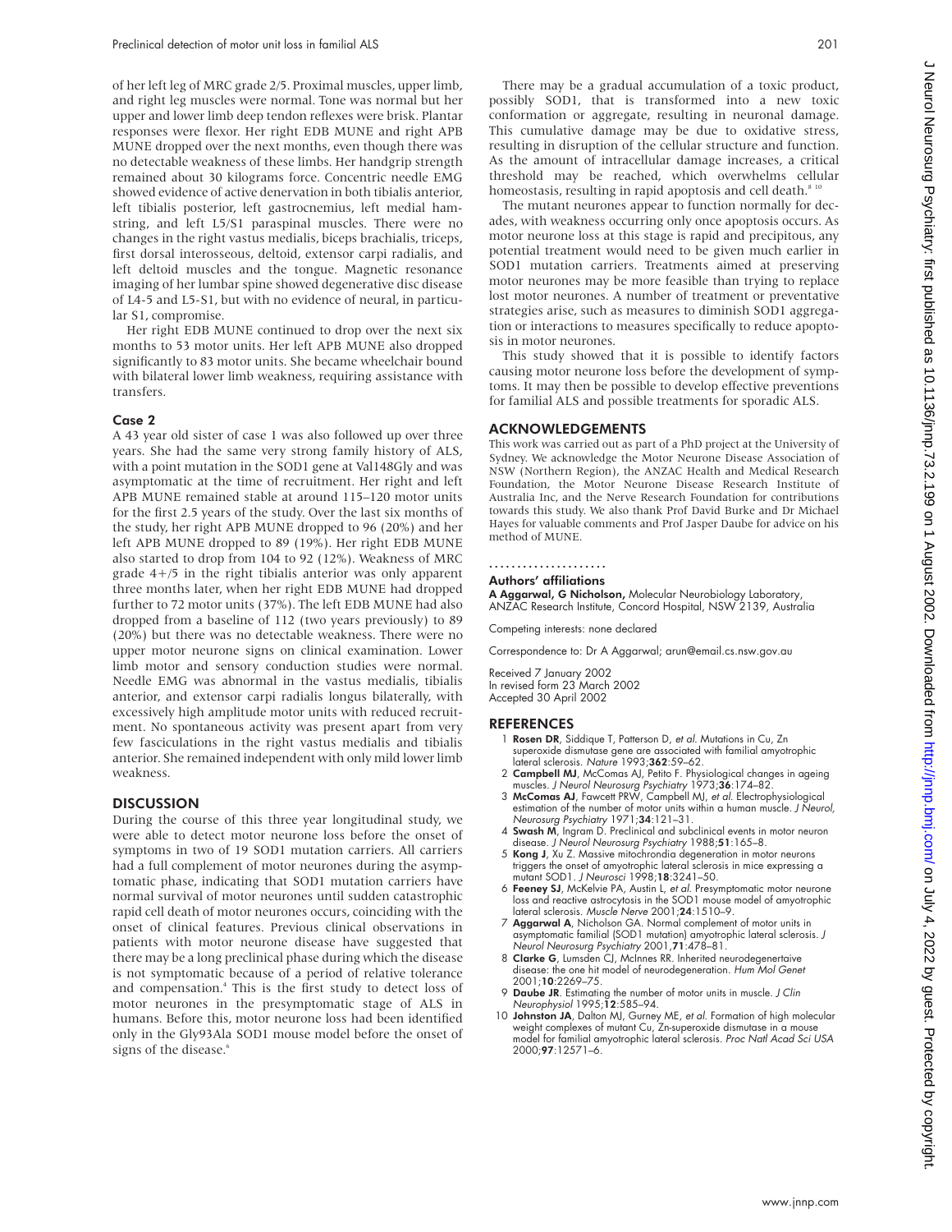of her left leg of MRC grade 2/5. Proximal muscles, upper limb, and right leg muscles were normal. Tone was normal but her upper and lower limb deep tendon reflexes were brisk. Plantar responses were flexor. Her right EDB MUNE and right APB MUNE dropped over the next months, even though there was no detectable weakness of these limbs. Her handgrip strength remained about 30 kilograms force. Concentric needle EMG showed evidence of active denervation in both tibialis anterior, left tibialis posterior, left gastrocnemius, left medial hamstring, and left L5/S1 paraspinal muscles. There were no changes in the right vastus medialis, biceps brachialis, triceps, first dorsal interosseous, deltoid, extensor carpi radialis, and left deltoid muscles and the tongue. Magnetic resonance imaging of her lumbar spine showed degenerative disc disease of L4-5 and L5-S1, but with no evidence of neural, in particular S1, compromise.

Her right EDB MUNE continued to drop over the next six months to 53 motor units. Her left APB MUNE also dropped significantly to 83 motor units. She became wheelchair bound with bilateral lower limb weakness, requiring assistance with transfers.

### Case 2

A 43 year old sister of case 1 was also followed up over three years. She had the same very strong family history of ALS, with a point mutation in the SOD1 gene at Val148Gly and was asymptomatic at the time of recruitment. Her right and left APB MUNE remained stable at around 115–120 motor units for the first 2.5 years of the study. Over the last six months of the study, her right APB MUNE dropped to 96 (20%) and her left APB MUNE dropped to 89 (19%). Her right EDB MUNE also started to drop from 104 to 92 (12%). Weakness of MRC grade 4+/5 in the right tibialis anterior was only apparent three months later, when her right EDB MUNE had dropped further to 72 motor units (37%). The left EDB MUNE had also dropped from a baseline of 112 (two years previously) to 89 (20%) but there was no detectable weakness. There were no upper motor neurone signs on clinical examination. Lower limb motor and sensory conduction studies were normal. Needle EMG was abnormal in the vastus medialis, tibialis anterior, and extensor carpi radialis longus bilaterally, with excessively high amplitude motor units with reduced recruitment. No spontaneous activity was present apart from very few fasciculations in the right vastus medialis and tibialis anterior. She remained independent with only mild lower limb weakness.

## DISCUSSION

During the course of this three year longitudinal study, we were able to detect motor neurone loss before the onset of symptoms in two of 19 SOD1 mutation carriers. All carriers had a full complement of motor neurones during the asymptomatic phase, indicating that SOD1 mutation carriers have normal survival of motor neurones until sudden catastrophic rapid cell death of motor neurones occurs, coinciding with the onset of clinical features. Previous clinical observations in patients with motor neurone disease have suggested that there may be a long preclinical phase during which the disease is not symptomatic because of a period of relative tolerance and compensation.[4] This is the first study to detect loss of motor neurones in the presymptomatic stage of ALS in humans. Before this, motor neurone loss had been identified only in the Gly93Ala SOD1 mouse model before the onset of signs of the disease.[6]

There may be a gradual accumulation of a toxic product, possibly SOD1, that is transformed into a new toxic conformation or aggregate, resulting in neuronal damage. This cumulative damage may be due to oxidative stress, resulting in disruption of the cellular structure and function. As the amount of intracellular damage increases, a critical threshold may be reached, which overwhelms cellular homeostasis, resulting in rapid apoptosis and cell death.[8 10]

The mutant neurones appear to function normally for decades, with weakness occurring only once apoptosis occurs. As motor neurone loss at this stage is rapid and precipitous, any potential treatment would need to be given much earlier in SOD1 mutation carriers. Treatments aimed at preserving motor neurones may be more feasible than trying to replace lost motor neurones. A number of treatment or preventative strategies arise, such as measures to diminish SOD1 aggregation or interactions to measures specifically to reduce apoptosis in motor neurones.

This study showed that it is possible to identify factors causing motor neurone loss before the development of symptoms. It may then be possible to develop effective preventions for familial ALS and possible treatments for sporadic ALS.

## ACKNOWLEDGEMENTS

This work was carried out as part of a PhD project at the University of Sydney. We acknowledge the Motor Neurone Disease Association of NSW (Northern Region), the ANZAC Health and Medical Research Foundation, the Motor Neurone Disease Research Institute of Australia Inc, and the Nerve Research Foundation for contributions towards this study. We also thank Prof David Burke and Dr Michael Hayes for valuable comments and Prof Jasper Daube for advice on his method of MUNE.

### Authors' affiliations

**A Aggarwal, G Nicholson,** Molecular Neurobiology Laboratory, ANZAC Research Institute, Concord Hospital, NSW 2139, Australia

Competing interests: none declared

Correspondence to: Dr A Aggarwal; arun@email.cs.nsw.gov.au

Received 7 January 2002
In revised form 23 March 2002
Accepted 30 April 2002

## REFERENCES

1. **Rosen DR**, Siddique T, Patterson D, *et al*. Mutations in Cu, Zn superoxide dismutase gene are associated with familial amyotrophic lateral sclerosis. *Nature* 1993;**362**:59–62.
2. **Campbell MJ**, McComas AJ, Petito F. Physiological changes in ageing muscles. *J Neurol Neurosurg Psychiatry* 1973;**36**:174–82.
3. **McComas AJ**, Fawcett PRW, Campbell MJ, *et al*. Electrophysiological estimation of the number of motor units within a human muscle. *J Neurol, Neurosurg Psychiatry* 1971;**34**:121–31.
4. **Swash M**, Ingram D. Preclinical and subclinical events in motor neuron disease. *J Neurol Neurosurg Psychiatry* 1988;**51**:165–8.
5. **Kong J**, Xu Z. Massive mitochondria degeneration in motor neurons triggers the onset of amyotrophic lateral sclerosis in mice expressing a mutant SOD1. *J Neurosci* 1998;**18**:3241–50.
6. **Feeney SJ**, McKelvie PA, Austin L, *et al*. Presymptomatic motor neurone loss and reactive astrocytosis in the SOD1 mouse model of amyotrophic lateral sclerosis. *Muscle Nerve* 2001;**24**:1510–9.
7. **Aggarwal A**, Nicholson GA. Normal complement of motor units in asymptomatic familial (SOD1 mutation) amyotrophic lateral sclerosis. *J Neurol Neurosurg Psychiatry* 2001,**71**:478–81.
8. **Clarke G**, Lumsden CJ, McInnes RR. Inherited neurodegenertaive disease: the one hit model of neurodegeneration. *Hum Mol Genet* 2001;**10**:2269–75.
9. **Daube JR**. Estimating the number of motor units in muscle. *J Clin Neurophysiol* 1995;**12**:585–94.
10. **Johnston JA**, Dalton MJ, Gurney ME, *et al*. Formation of high molecular weight complexes of mutant Cu, Zn-superoxide dismutase in a mouse model for familial amyotrophic lateral sclerosis. *Proc Natl Acad Sci USA* 2000;**97**:12571–6.